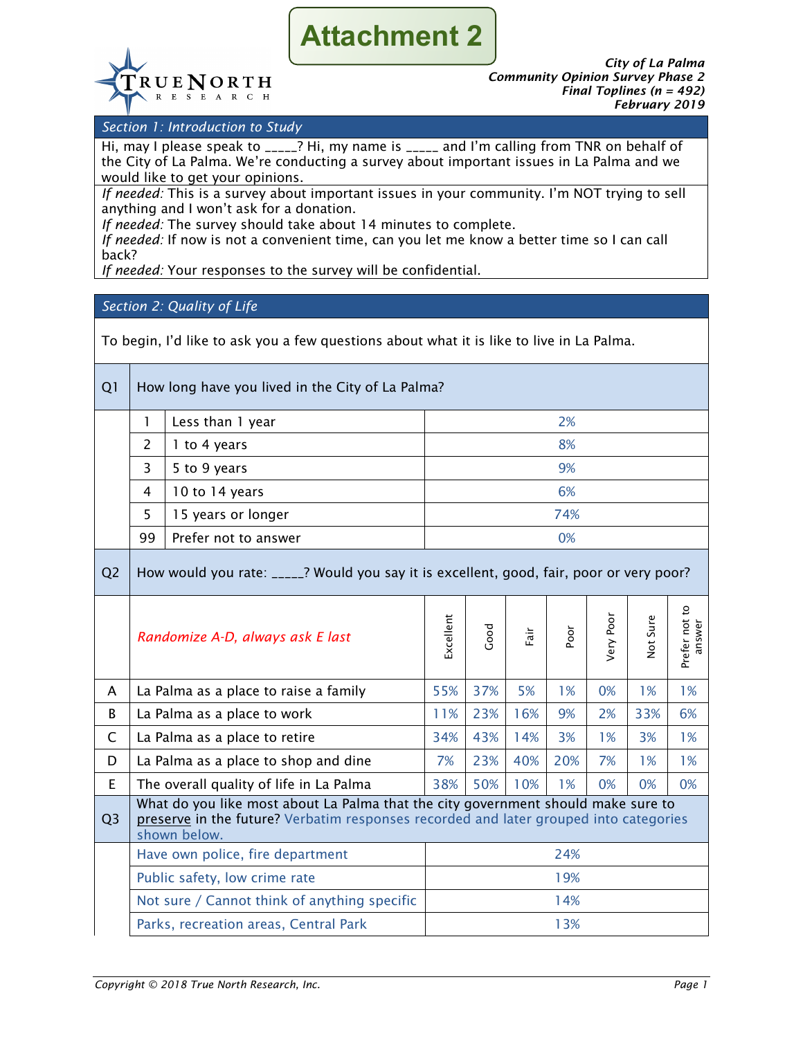# Attachment 2

**TRUE NORTH RESEARCH**

***City of La Palma***
***Community Opinion Survey Phase 2***
***Final Toplines (n = 492)***
***February 2019***

## *Section 1: Introduction to Study*

Hi, may I please speak to _____? Hi, my name is _____ and I'm calling from TNR on behalf of the City of La Palma. We're conducting a survey about important issues in La Palma and we would like to get your opinions.

*If needed:* This is a survey about important issues in your community. I'm NOT trying to sell anything and I won't ask for a donation.
*If needed:* The survey should take about 14 minutes to complete.
*If needed:* If now is not a convenient time, can you let me know a better time so I can call back?
*If needed:* Your responses to the survey will be confidential.

## *Section 2: Quality of Life*

To begin, I'd like to ask you a few questions about what it is like to live in La Palma.

**Q1** How long have you lived in the City of La Palma?

| | Response | % |
|---|---|---|
| 1 | Less than 1 year | 2% |
| 2 | 1 to 4 years | 8% |
| 3 | 5 to 9 years | 9% |
| 4 | 10 to 14 years | 6% |
| 5 | 15 years or longer | 74% |
| 99 | Prefer not to answer | 0% |

**Q2** How would you rate: _____? Would you say it is excellent, good, fair, poor or very poor?

| | *Randomize A-D, always ask E last* | Excellent | Good | Fair | Poor | Very Poor | Not Sure | Prefer not to answer |
|---|---|---|---|---|---|---|---|---|
| A | La Palma as a place to raise a family | 55% | 37% | 5% | 1% | 0% | 1% | 1% |
| B | La Palma as a place to work | 11% | 23% | 16% | 9% | 2% | 33% | 6% |
| C | La Palma as a place to retire | 34% | 43% | 14% | 3% | 1% | 3% | 1% |
| D | La Palma as a place to shop and dine | 7% | 23% | 40% | 20% | 7% | 1% | 1% |
| E | The overall quality of life in La Palma | 38% | 50% | 10% | 1% | 0% | 0% | 0% |

**Q3** What do you like most about La Palma that the city government should make sure to preserve in the future? Verbatim responses recorded and later grouped into categories shown below.

| Response | % |
|---|---|
| Have own police, fire department | 24% |
| Public safety, low crime rate | 19% |
| Not sure / Cannot think of anything specific | 14% |
| Parks, recreation areas, Central Park | 13% |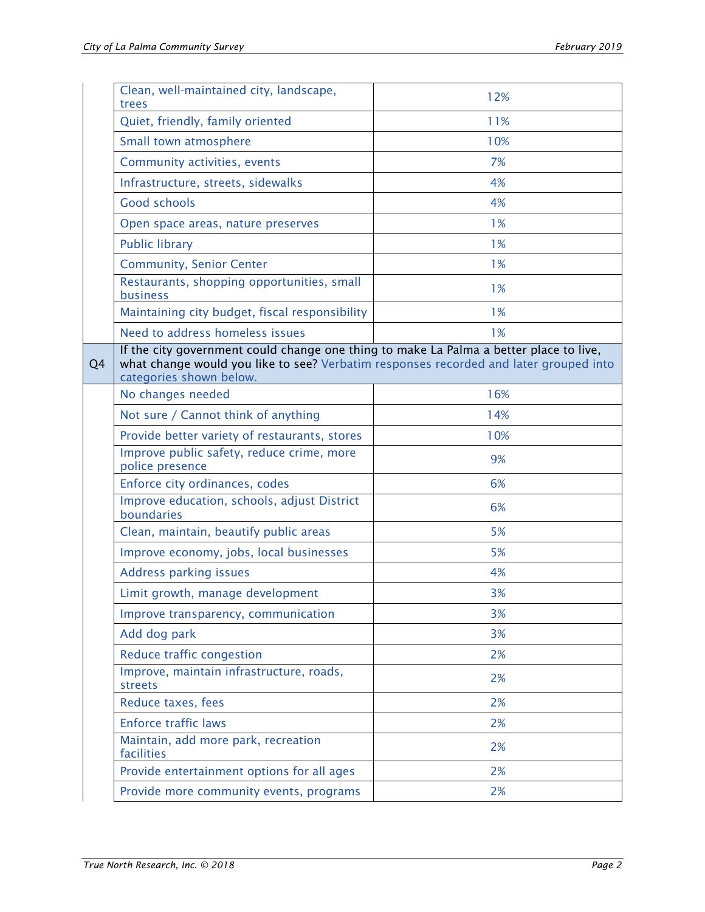| | | |
|---|---|---|
| | Clean, well-maintained city, landscape, trees | 12% |
| | Quiet, friendly, family oriented | 11% |
| | Small town atmosphere | 10% |
| | Community activities, events | 7% |
| | Infrastructure, streets, sidewalks | 4% |
| | Good schools | 4% |
| | Open space areas, nature preserves | 1% |
| | Public library | 1% |
| | Community, Senior Center | 1% |
| | Restaurants, shopping opportunities, small business | 1% |
| | Maintaining city budget, fiscal responsibility | 1% |
| | Need to address homeless issues | 1% |
| Q4 | If the city government could change one thing to make La Palma a better place to live, what change would you like to see? Verbatim responses recorded and later grouped into categories shown below. | |
| | No changes needed | 16% |
| | Not sure / Cannot think of anything | 14% |
| | Provide better variety of restaurants, stores | 10% |
| | Improve public safety, reduce crime, more police presence | 9% |
| | Enforce city ordinances, codes | 6% |
| | Improve education, schools, adjust District boundaries | 6% |
| | Clean, maintain, beautify public areas | 5% |
| | Improve economy, jobs, local businesses | 5% |
| | Address parking issues | 4% |
| | Limit growth, manage development | 3% |
| | Improve transparency, communication | 3% |
| | Add dog park | 3% |
| | Reduce traffic congestion | 2% |
| | Improve, maintain infrastructure, roads, streets | 2% |
| | Reduce taxes, fees | 2% |
| | Enforce traffic laws | 2% |
| | Maintain, add more park, recreation facilities | 2% |
| | Provide entertainment options for all ages | 2% |
| | Provide more community events, programs | 2% |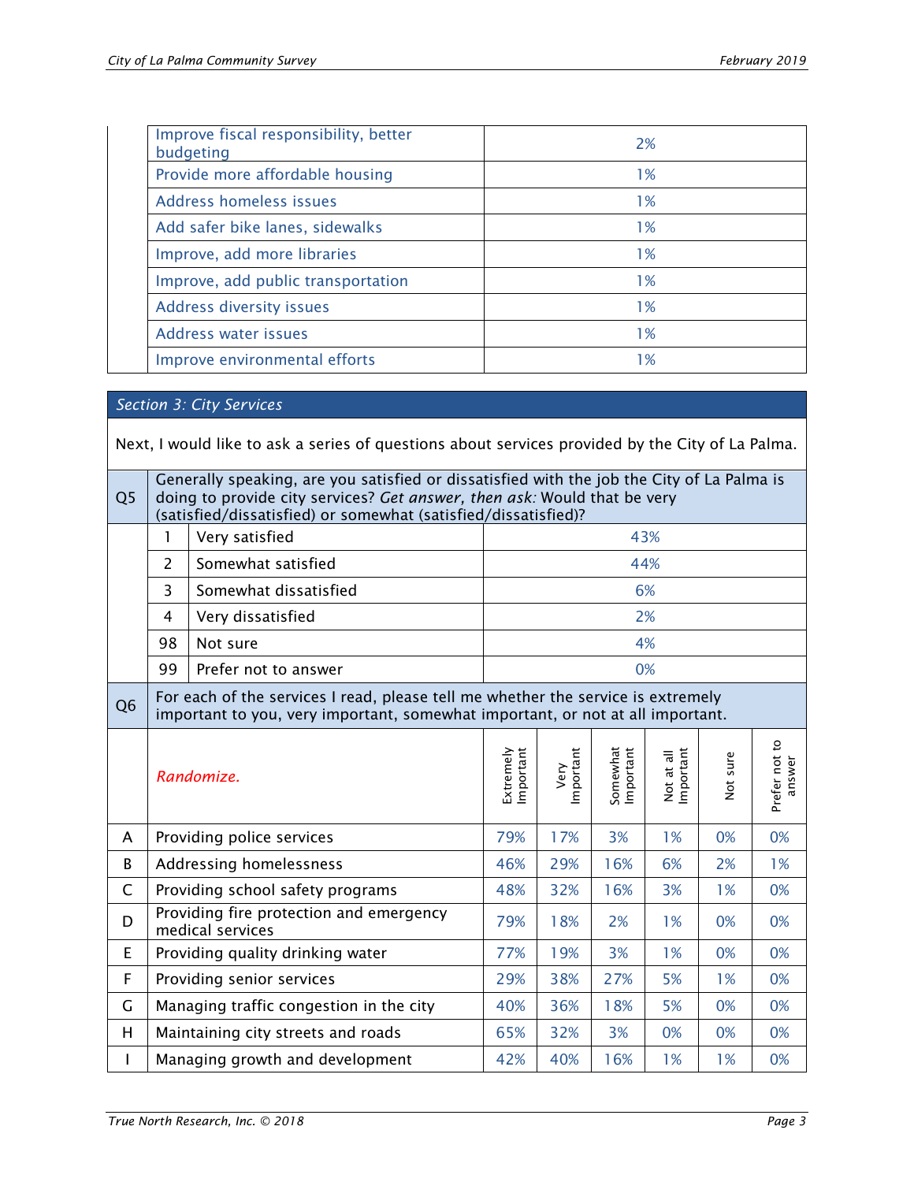| | |
|---|---|
| Improve fiscal responsibility, better budgeting | 2% |
| Provide more affordable housing | 1% |
| Address homeless issues | 1% |
| Add safer bike lanes, sidewalks | 1% |
| Improve, add more libraries | 1% |
| Improve, add public transportation | 1% |
| Address diversity issues | 1% |
| Address water issues | 1% |
| Improve environmental efforts | 1% |

## *Section 3: City Services*

Next, I would like to ask a series of questions about services provided by the City of La Palma.

**Q5** Generally speaking, are you satisfied or dissatisfied with the job the City of La Palma is doing to provide city services? *Get answer, then ask:* Would that be very (satisfied/dissatisfied) or somewhat (satisfied/dissatisfied)?

| | | |
|---|---|---|
| 1 | Very satisfied | 43% |
| 2 | Somewhat satisfied | 44% |
| 3 | Somewhat dissatisfied | 6% |
| 4 | Very dissatisfied | 2% |
| 98 | Not sure | 4% |
| 99 | Prefer not to answer | 0% |

**Q6** For each of the services I read, please tell me whether the service is extremely important to you, very important, somewhat important, or not at all important.

| | *Randomize.* | Extremely Important | Very Important | Somewhat Important | Not at all Important | Not sure | Prefer not to answer |
|---|---|---|---|---|---|---|---|
| A | Providing police services | 79% | 17% | 3% | 1% | 0% | 0% |
| B | Addressing homelessness | 46% | 29% | 16% | 6% | 2% | 1% |
| C | Providing school safety programs | 48% | 32% | 16% | 3% | 1% | 0% |
| D | Providing fire protection and emergency medical services | 79% | 18% | 2% | 1% | 0% | 0% |
| E | Providing quality drinking water | 77% | 19% | 3% | 1% | 0% | 0% |
| F | Providing senior services | 29% | 38% | 27% | 5% | 1% | 0% |
| G | Managing traffic congestion in the city | 40% | 36% | 18% | 5% | 0% | 0% |
| H | Maintaining city streets and roads | 65% | 32% | 3% | 0% | 0% | 0% |
| I | Managing growth and development | 42% | 40% | 16% | 1% | 1% | 0% |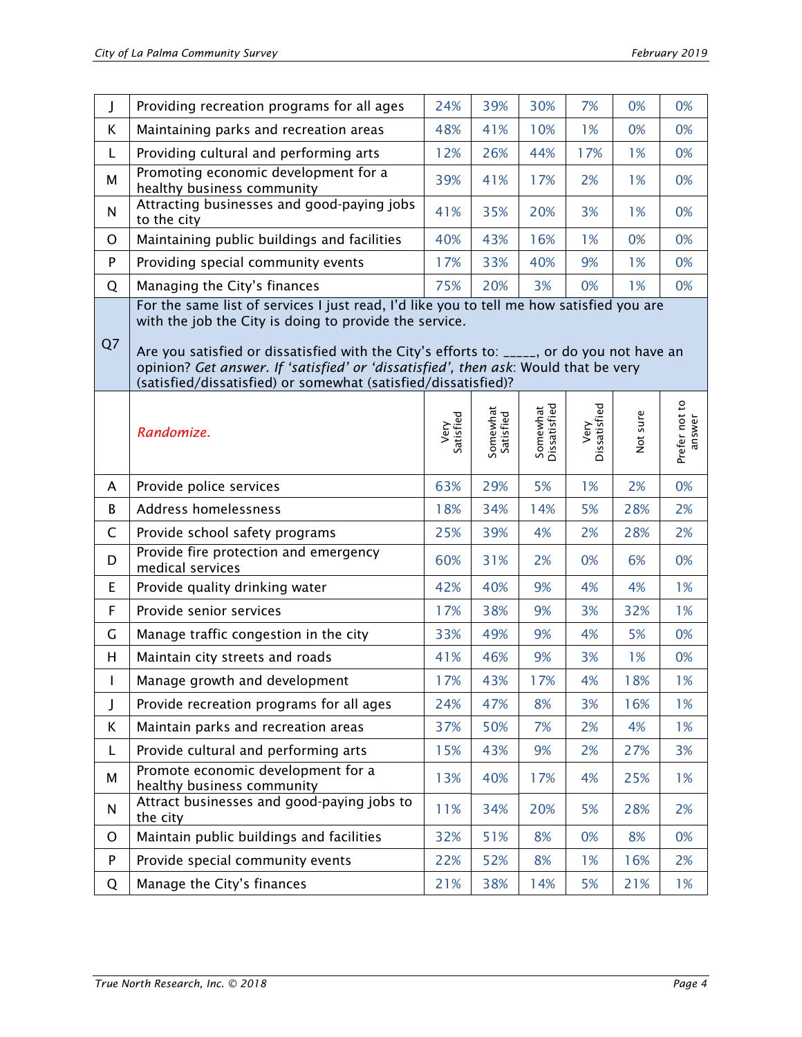| | | | | | | | |
|---|---|---|---|---|---|---|---|
| J | Providing recreation programs for all ages | 24% | 39% | 30% | 7% | 0% | 0% |
| K | Maintaining parks and recreation areas | 48% | 41% | 10% | 1% | 0% | 0% |
| L | Providing cultural and performing arts | 12% | 26% | 44% | 17% | 1% | 0% |
| M | Promoting economic development for a healthy business community | 39% | 41% | 17% | 2% | 1% | 0% |
| N | Attracting businesses and good-paying jobs to the city | 41% | 35% | 20% | 3% | 1% | 0% |
| O | Maintaining public buildings and facilities | 40% | 43% | 16% | 1% | 0% | 0% |
| P | Providing special community events | 17% | 33% | 40% | 9% | 1% | 0% |
| Q | Managing the City's finances | 75% | 20% | 3% | 0% | 1% | 0% |

**Q7** For the same list of services I just read, I'd like you to tell me how satisfied you are with the job the City is doing to provide the service.

Are you satisfied or dissatisfied with the City's efforts to: _____, or do you not have an opinion? *Get answer. If 'satisfied' or 'dissatisfied', then ask*: Would that be very (satisfied/dissatisfied) or somewhat (satisfied/dissatisfied)?

| | *Randomize.* | Very Satisfied | Somewhat Satisfied | Somewhat Dissatisfied | Very Dissatisfied | Not sure | Prefer not to answer |
|---|---|---|---|---|---|---|---|
| A | Provide police services | 63% | 29% | 5% | 1% | 2% | 0% |
| B | Address homelessness | 18% | 34% | 14% | 5% | 28% | 2% |
| C | Provide school safety programs | 25% | 39% | 4% | 2% | 28% | 2% |
| D | Provide fire protection and emergency medical services | 60% | 31% | 2% | 0% | 6% | 0% |
| E | Provide quality drinking water | 42% | 40% | 9% | 4% | 4% | 1% |
| F | Provide senior services | 17% | 38% | 9% | 3% | 32% | 1% |
| G | Manage traffic congestion in the city | 33% | 49% | 9% | 4% | 5% | 0% |
| H | Maintain city streets and roads | 41% | 46% | 9% | 3% | 1% | 0% |
| I | Manage growth and development | 17% | 43% | 17% | 4% | 18% | 1% |
| J | Provide recreation programs for all ages | 24% | 47% | 8% | 3% | 16% | 1% |
| K | Maintain parks and recreation areas | 37% | 50% | 7% | 2% | 4% | 1% |
| L | Provide cultural and performing arts | 15% | 43% | 9% | 2% | 27% | 3% |
| M | Promote economic development for a healthy business community | 13% | 40% | 17% | 4% | 25% | 1% |
| N | Attract businesses and good-paying jobs to the city | 11% | 34% | 20% | 5% | 28% | 2% |
| O | Maintain public buildings and facilities | 32% | 51% | 8% | 0% | 8% | 0% |
| P | Provide special community events | 22% | 52% | 8% | 1% | 16% | 2% |
| Q | Manage the City's finances | 21% | 38% | 14% | 5% | 21% | 1% |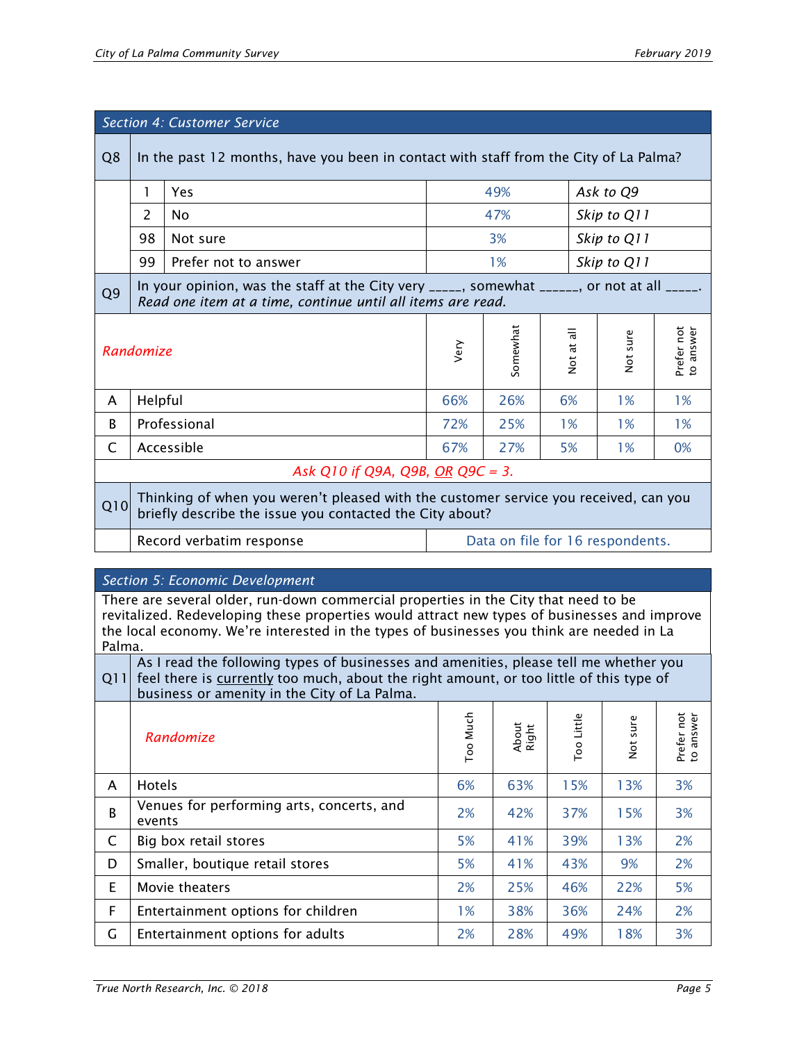## Section 4: Customer Service

| Q8 | In the past 12 months, have you been in contact with staff from the City of La Palma? | | |
|---|---|---|---|
| 1 | Yes | 49% | *Ask to Q9* |
| 2 | No | 47% | *Skip to Q11* |
| 98 | Not sure | 3% | *Skip to Q11* |
| 99 | Prefer not to answer | 1% | *Skip to Q11* |

**Q9** In your opinion, was the staff at the City very _____, somewhat ______, or not at all _____.
*Read one item at a time, continue until all items are read.*

| | *Randomize* | Very | Somewhat | Not at all | Not sure | Prefer not to answer |
|---|---|---|---|---|---|---|
| A | Helpful | 66% | 26% | 6% | 1% | 1% |
| B | Professional | 72% | 25% | 1% | 1% | 1% |
| C | Accessible | 67% | 27% | 5% | 1% | 0% |

*Ask Q10 if Q9A, Q9B, OR Q9C = 3.*

**Q10** Thinking of when you weren't pleased with the customer service you received, can you briefly describe the issue you contacted the City about?

| | |
|---|---|
| Record verbatim response | Data on file for 16 respondents. |

## Section 5: Economic Development

There are several older, run-down commercial properties in the City that need to be revitalized. Redeveloping these properties would attract new types of businesses and improve the local economy. We're interested in the types of businesses you think are needed in La Palma.

**Q11** As I read the following types of businesses and amenities, please tell me whether you feel there is currently too much, about the right amount, or too little of this type of business or amenity in the City of La Palma.

| | *Randomize* | Too Much | About Right | Too Little | Not sure | Prefer not to answer |
|---|---|---|---|---|---|---|
| A | Hotels | 6% | 63% | 15% | 13% | 3% |
| B | Venues for performing arts, concerts, and events | 2% | 42% | 37% | 15% | 3% |
| C | Big box retail stores | 5% | 41% | 39% | 13% | 2% |
| D | Smaller, boutique retail stores | 5% | 41% | 43% | 9% | 2% |
| E | Movie theaters | 2% | 25% | 46% | 22% | 5% |
| F | Entertainment options for children | 1% | 38% | 36% | 24% | 2% |
| G | Entertainment options for adults | 2% | 28% | 49% | 18% | 3% |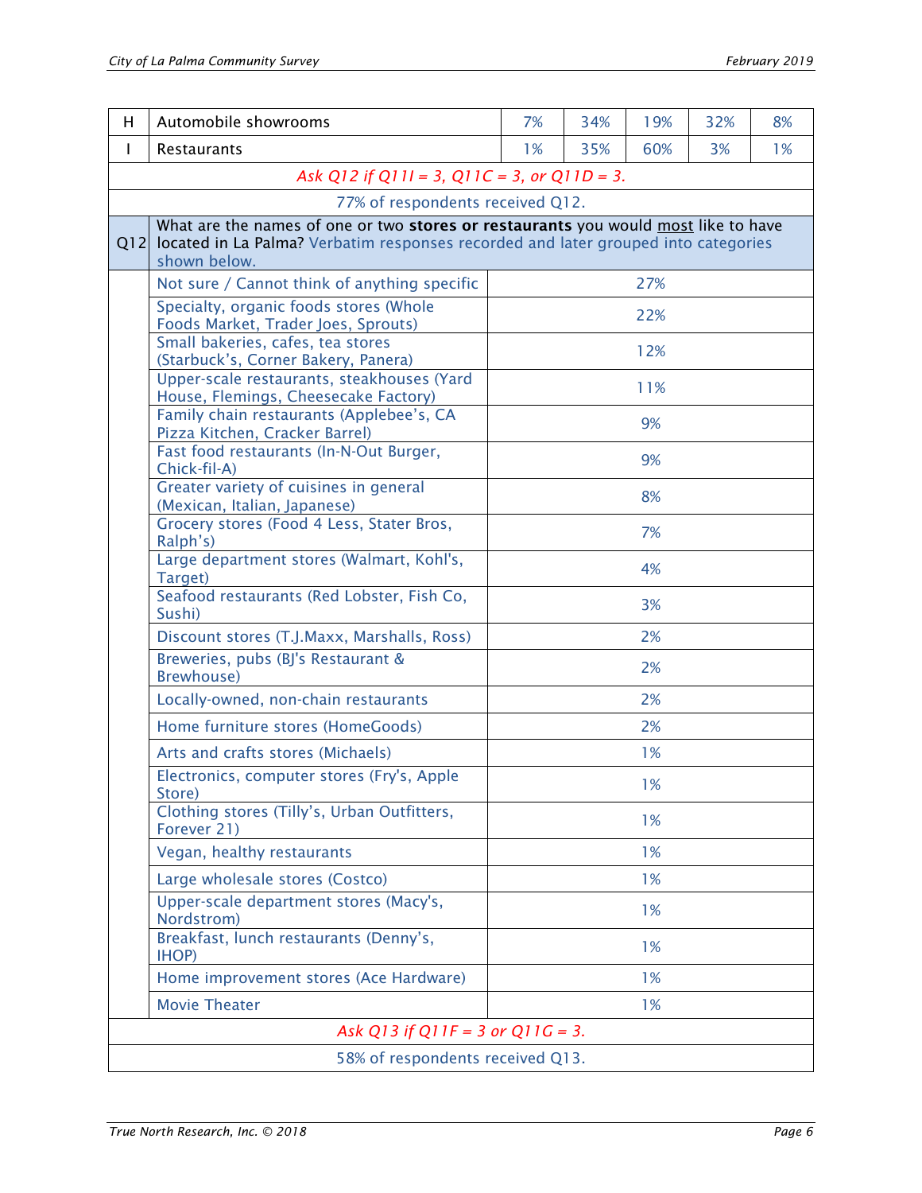| | | | | | | |
|---|---|---|---|---|---|---|
| H | Automobile showrooms | 7% | 34% | 19% | 32% | 8% |
| I | Restaurants | 1% | 35% | 60% | 3% | 1% |

*Ask Q12 if Q11I = 3, Q11C = 3, or Q11D = 3.*

77% of respondents received Q12.

| Q12 | What are the names of one or two **stores or restaurants** you would most like to have located in La Palma? Verbatim responses recorded and later grouped into categories shown below. | |
|---|---|---|
| | Not sure / Cannot think of anything specific | 27% |
| | Specialty, organic foods stores (Whole Foods Market, Trader Joes, Sprouts) | 22% |
| | Small bakeries, cafes, tea stores (Starbuck's, Corner Bakery, Panera) | 12% |
| | Upper-scale restaurants, steakhouses (Yard House, Flemings, Cheesecake Factory) | 11% |
| | Family chain restaurants (Applebee's, CA Pizza Kitchen, Cracker Barrel) | 9% |
| | Fast food restaurants (In-N-Out Burger, Chick-fil-A) | 9% |
| | Greater variety of cuisines in general (Mexican, Italian, Japanese) | 8% |
| | Grocery stores (Food 4 Less, Stater Bros, Ralph's) | 7% |
| | Large department stores (Walmart, Kohl's, Target) | 4% |
| | Seafood restaurants (Red Lobster, Fish Co, Sushi) | 3% |
| | Discount stores (T.J.Maxx, Marshalls, Ross) | 2% |
| | Breweries, pubs (BJ's Restaurant & Brewhouse) | 2% |
| | Locally-owned, non-chain restaurants | 2% |
| | Home furniture stores (HomeGoods) | 2% |
| | Arts and crafts stores (Michaels) | 1% |
| | Electronics, computer stores (Fry's, Apple Store) | 1% |
| | Clothing stores (Tilly's, Urban Outfitters, Forever 21) | 1% |
| | Vegan, healthy restaurants | 1% |
| | Large wholesale stores (Costco) | 1% |
| | Upper-scale department stores (Macy's, Nordstrom) | 1% |
| | Breakfast, lunch restaurants (Denny's, IHOP) | 1% |
| | Home improvement stores (Ace Hardware) | 1% |
| | Movie Theater | 1% |

*Ask Q13 if Q11F = 3 or Q11G = 3.*

58% of respondents received Q13.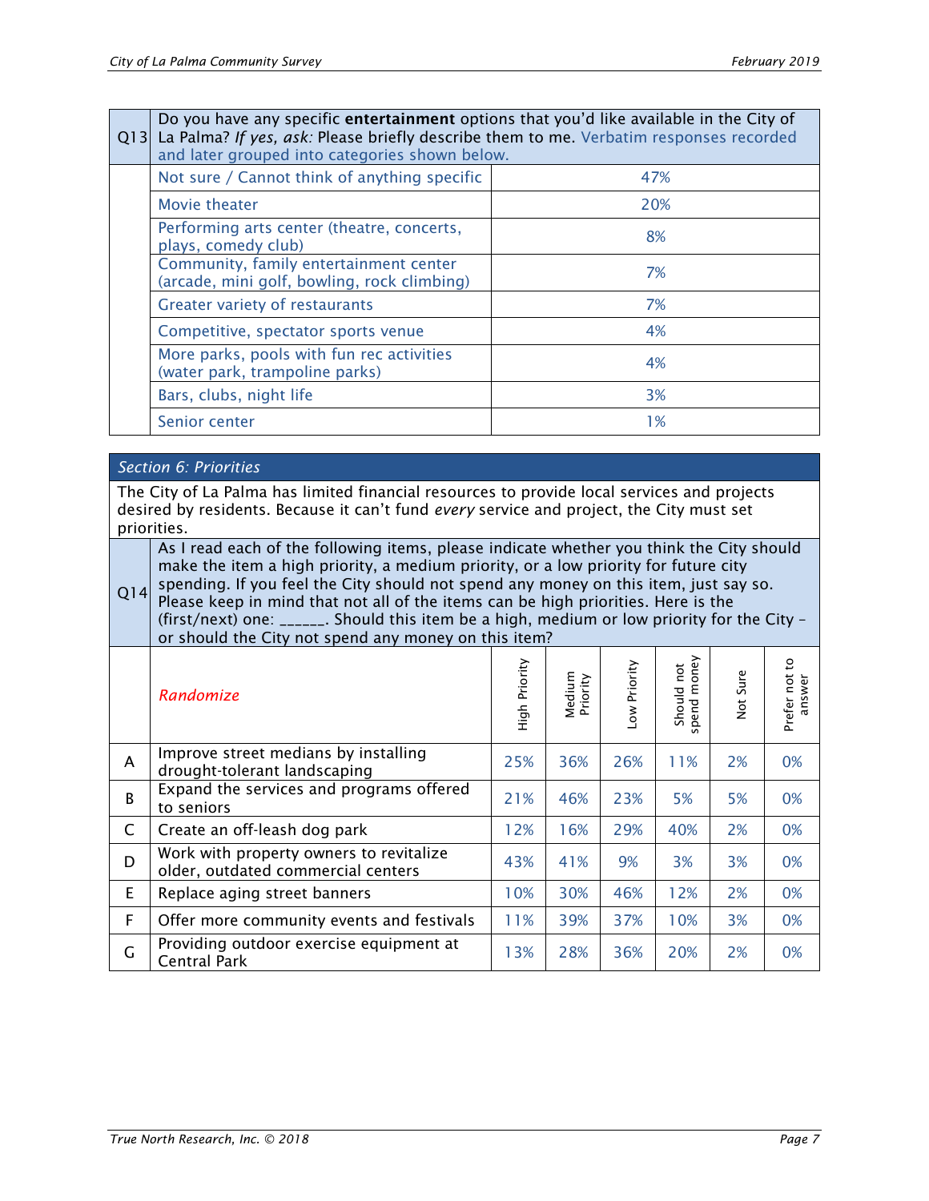| Q13 | Do you have any specific **entertainment** options that you'd like available in the City of La Palma? *If yes, ask:* Please briefly describe them to me. Verbatim responses recorded and later grouped into categories shown below. | |
|---|---|---|
| | Not sure / Cannot think of anything specific | 47% |
| | Movie theater | 20% |
| | Performing arts center (theatre, concerts, plays, comedy club) | 8% |
| | Community, family entertainment center (arcade, mini golf, bowling, rock climbing) | 7% |
| | Greater variety of restaurants | 7% |
| | Competitive, spectator sports venue | 4% |
| | More parks, pools with fun rec activities (water park, trampoline parks) | 4% |
| | Bars, clubs, night life | 3% |
| | Senior center | 1% |

## *Section 6: Priorities*

The City of La Palma has limited financial resources to provide local services and projects desired by residents. Because it can't fund *every* service and project, the City must set priorities.

**Q14** As I read each of the following items, please indicate whether you think the City should make the item a high priority, a medium priority, or a low priority for future city spending. If you feel the City should not spend any money on this item, just say so. Please keep in mind that not all of the items can be high priorities. Here is the (first/next) one: ______. Should this item be a high, medium or low priority for the City – or should the City not spend any money on this item?

| | *Randomize* | High Priority | Medium Priority | Low Priority | Should not spend money | Not Sure | Prefer not to answer |
|---|---|---|---|---|---|---|---|
| A | Improve street medians by installing drought-tolerant landscaping | 25% | 36% | 26% | 11% | 2% | 0% |
| B | Expand the services and programs offered to seniors | 21% | 46% | 23% | 5% | 5% | 0% |
| C | Create an off-leash dog park | 12% | 16% | 29% | 40% | 2% | 0% |
| D | Work with property owners to revitalize older, outdated commercial centers | 43% | 41% | 9% | 3% | 3% | 0% |
| E | Replace aging street banners | 10% | 30% | 46% | 12% | 2% | 0% |
| F | Offer more community events and festivals | 11% | 39% | 37% | 10% | 3% | 0% |
| G | Providing outdoor exercise equipment at Central Park | 13% | 28% | 36% | 20% | 2% | 0% |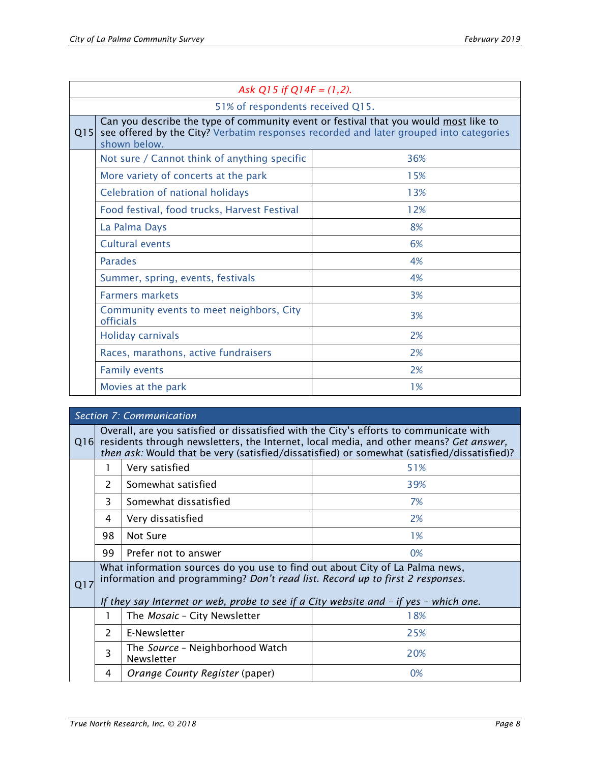| | *Ask Q15 if Q14F = (1,2).* | |
|---|---|---|
| | 51% of respondents received Q15. | |
| Q15 | Can you describe the type of community event or festival that you would <u>most</u> like to see offered by the City? Verbatim responses recorded and later grouped into categories shown below. | |
| | Not sure / Cannot think of anything specific | 36% |
| | More variety of concerts at the park | 15% |
| | Celebration of national holidays | 13% |
| | Food festival, food trucks, Harvest Festival | 12% |
| | La Palma Days | 8% |
| | Cultural events | 6% |
| | Parades | 4% |
| | Summer, spring, events, festivals | 4% |
| | Farmers markets | 3% |
| | Community events to meet neighbors, City officials | 3% |
| | Holiday carnivals | 2% |
| | Races, marathons, active fundraisers | 2% |
| | Family events | 2% |
| | Movies at the park | 1% |

| *Section 7: Communication* | | | |
|---|---|---|---|
| Q16 | Overall, are you satisfied or dissatisfied with the City's efforts to communicate with residents through newsletters, the Internet, local media, and other means? *Get answer, then ask:* Would that be very (satisfied/dissatisfied) or somewhat (satisfied/dissatisfied)? | | |
| | 1 | Very satisfied | 51% |
| | 2 | Somewhat satisfied | 39% |
| | 3 | Somewhat dissatisfied | 7% |
| | 4 | Very dissatisfied | 2% |
| | 98 | Not Sure | 1% |
| | 99 | Prefer not to answer | 0% |
| Q17 | What information sources do you use to find out about City of La Palma news, information and programming? *Don't read list. Record up to first 2 responses.*<br><br>*If they say Internet or web, probe to see if a City website and – if yes – which one.* | | |
| | 1 | The *Mosaic* – City Newsletter | 18% |
| | 2 | E-Newsletter | 25% |
| | 3 | The *Source* – Neighborhood Watch Newsletter | 20% |
| | 4 | *Orange County Register* (paper) | 0% |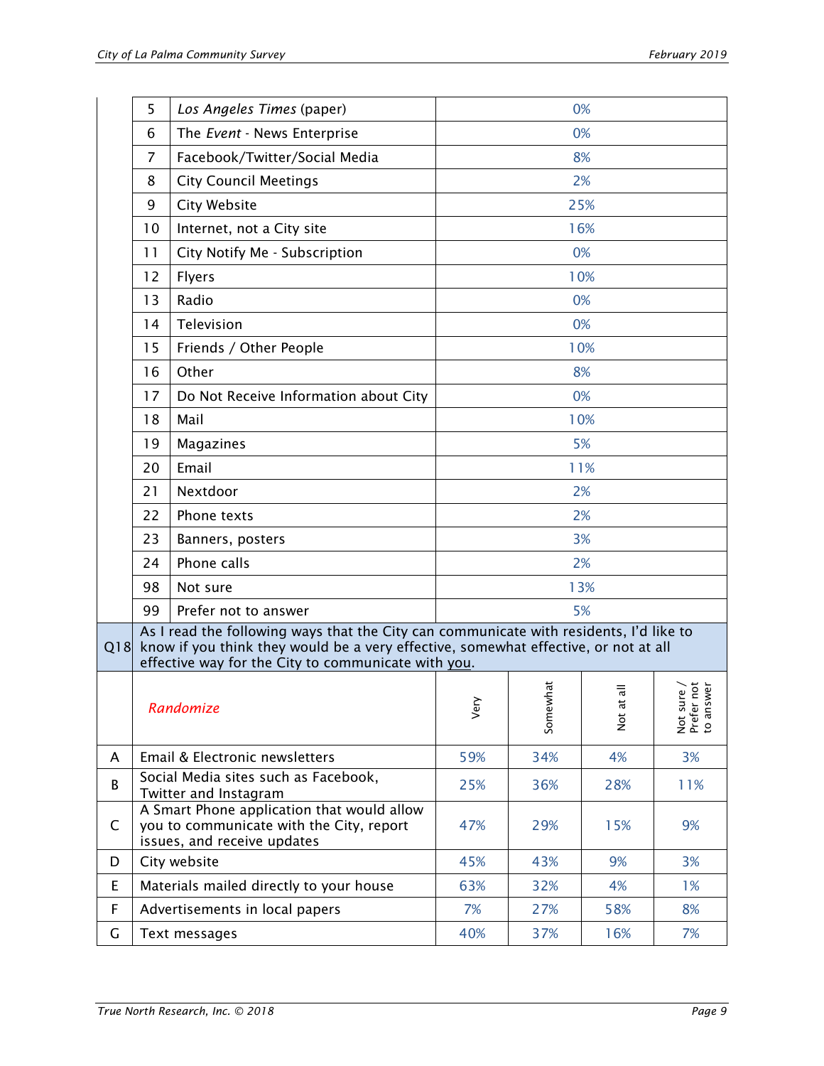| | # | Source | % |
|---|---|---|---|
| | 5 | *Los Angeles Times* (paper) | 0% |
| | 6 | The *Event* - News Enterprise | 0% |
| | 7 | Facebook/Twitter/Social Media | 8% |
| | 8 | City Council Meetings | 2% |
| | 9 | City Website | 25% |
| | 10 | Internet, not a City site | 16% |
| | 11 | City Notify Me - Subscription | 0% |
| | 12 | Flyers | 10% |
| | 13 | Radio | 0% |
| | 14 | Television | 0% |
| | 15 | Friends / Other People | 10% |
| | 16 | Other | 8% |
| | 17 | Do Not Receive Information about City | 0% |
| | 18 | Mail | 10% |
| | 19 | Magazines | 5% |
| | 20 | Email | 11% |
| | 21 | Nextdoor | 2% |
| | 22 | Phone texts | 2% |
| | 23 | Banners, posters | 3% |
| | 24 | Phone calls | 2% |
| | 98 | Not sure | 13% |
| | 99 | Prefer not to answer | 5% |

**Q18** As I read the following ways that the City can communicate with residents, I'd like to know if you think they would be a very effective, somewhat effective, or not at all effective way for the City to communicate with you.

| | *Randomize* | Very | Somewhat | Not at all | Not sure / Prefer not to answer |
|---|---|---|---|---|---|
| A | Email & Electronic newsletters | 59% | 34% | 4% | 3% |
| B | Social Media sites such as Facebook, Twitter and Instagram | 25% | 36% | 28% | 11% |
| C | A Smart Phone application that would allow you to communicate with the City, report issues, and receive updates | 47% | 29% | 15% | 9% |
| D | City website | 45% | 43% | 9% | 3% |
| E | Materials mailed directly to your house | 63% | 32% | 4% | 1% |
| F | Advertisements in local papers | 7% | 27% | 58% | 8% |
| G | Text messages | 40% | 37% | 16% | 7% |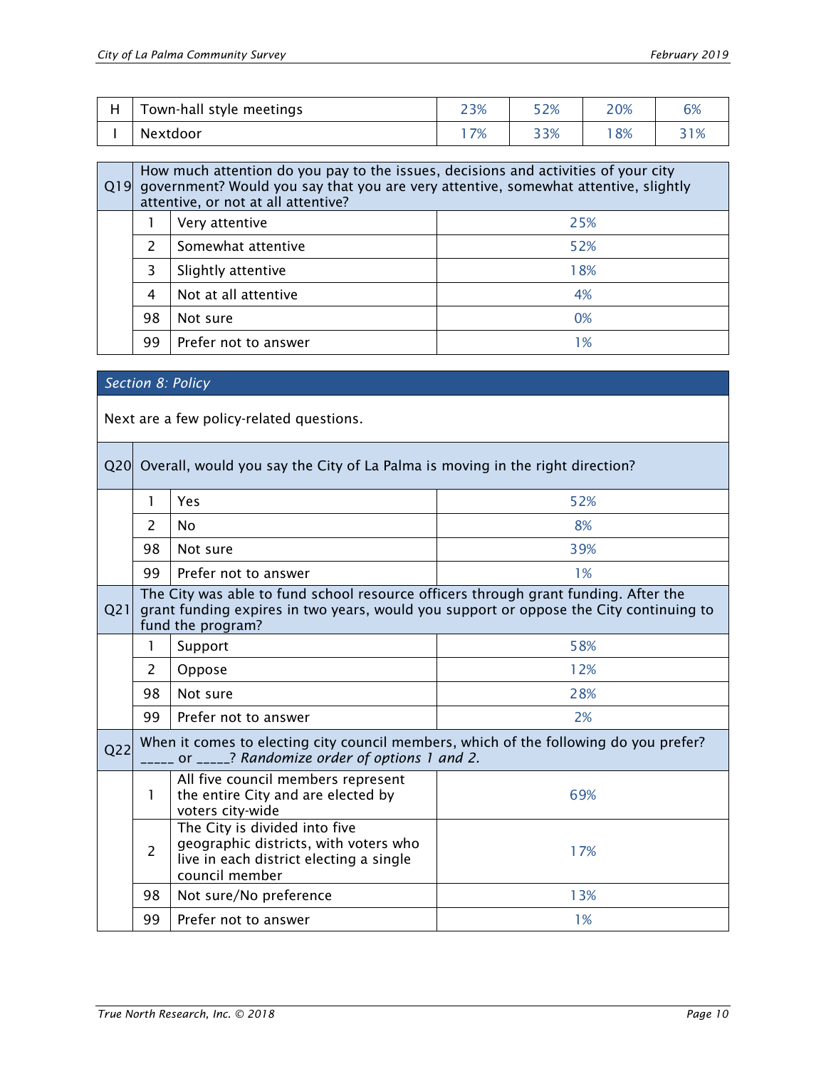| | | | | | |
|---|---|---|---|---|---|
| H | Town-hall style meetings | 23% | 52% | 20% | 6% |
| I | Nextdoor | 17% | 33% | 18% | 31% |

| Q19 | How much attention do you pay to the issues, decisions and activities of your city government? Would you say that you are very attentive, somewhat attentive, slightly attentive, or not at all attentive? | | |
|---|---|---|---|
| | 1 | Very attentive | 25% |
| | 2 | Somewhat attentive | 52% |
| | 3 | Slightly attentive | 18% |
| | 4 | Not at all attentive | 4% |
| | 98 | Not sure | 0% |
| | 99 | Prefer not to answer | 1% |

## *Section 8: Policy*

Next are a few policy-related questions.

| Q20 | Overall, would you say the City of La Palma is moving in the right direction? | | |
|---|---|---|---|
| | 1 | Yes | 52% |
| | 2 | No | 8% |
| | 98 | Not sure | 39% |
| | 99 | Prefer not to answer | 1% |
| **Q21** | **The City was able to fund school resource officers through grant funding. After the grant funding expires in two years, would you support or oppose the City continuing to fund the program?** | | |
| | 1 | Support | 58% |
| | 2 | Oppose | 12% |
| | 98 | Not sure | 28% |
| | 99 | Prefer not to answer | 2% |
| **Q22** | **When it comes to electing city council members, which of the following do you prefer? _____ or _____? *Randomize order of options 1 and 2.*** | | |
| | 1 | All five council members represent the entire City and are elected by voters city-wide | 69% |
| | 2 | The City is divided into five geographic districts, with voters who live in each district electing a single council member | 17% |
| | 98 | Not sure/No preference | 13% |
| | 99 | Prefer not to answer | 1% |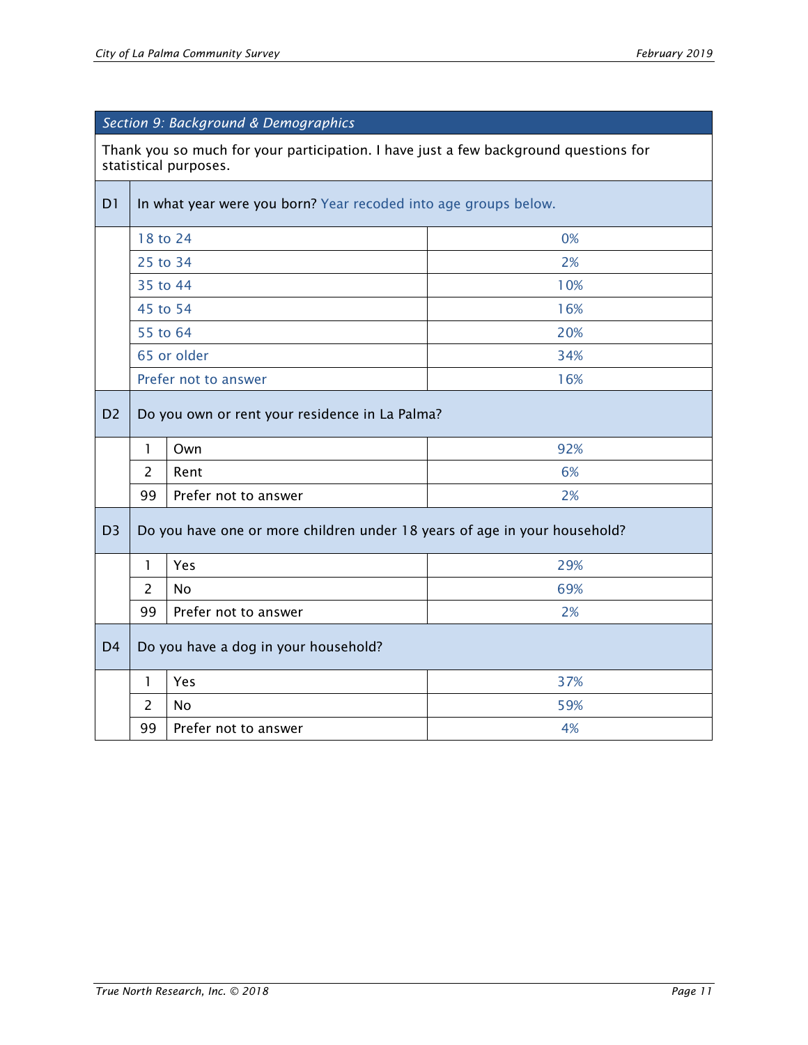## Section 9: Background & Demographics

Thank you so much for your participation. I have just a few background questions for statistical purposes.

| | | | |
|---|---|---|---|
| D1 | In what year were you born? Year recoded into age groups below. | | |
| | 18 to 24 | | 0% |
| | 25 to 34 | | 2% |
| | 35 to 44 | | 10% |
| | 45 to 54 | | 16% |
| | 55 to 64 | | 20% |
| | 65 or older | | 34% |
| | Prefer not to answer | | 16% |
| D2 | Do you own or rent your residence in La Palma? | | |
| | 1 | Own | 92% |
| | 2 | Rent | 6% |
| | 99 | Prefer not to answer | 2% |
| D3 | Do you have one or more children under 18 years of age in your household? | | |
| | 1 | Yes | 29% |
| | 2 | No | 69% |
| | 99 | Prefer not to answer | 2% |
| D4 | Do you have a dog in your household? | | |
| | 1 | Yes | 37% |
| | 2 | No | 59% |
| | 99 | Prefer not to answer | 4% |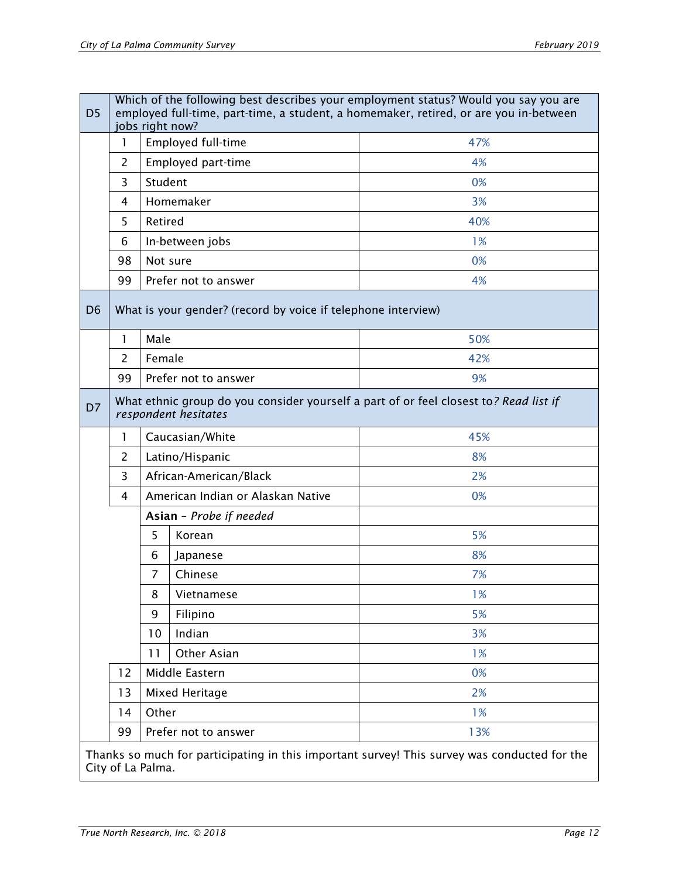| D5 | Which of the following best describes your employment status? Would you say you are employed full-time, part-time, a student, a homemaker, retired, or are you in-between jobs right now? | | |
|---|---|---|---|
| | 1 | Employed full-time | 47% |
| | 2 | Employed part-time | 4% |
| | 3 | Student | 0% |
| | 4 | Homemaker | 3% |
| | 5 | Retired | 40% |
| | 6 | In-between jobs | 1% |
| | 98 | Not sure | 0% |
| | 99 | Prefer not to answer | 4% |

| D6 | What is your gender? (record by voice if telephone interview) | | |
|---|---|---|---|
| | 1 | Male | 50% |
| | 2 | Female | 42% |
| | 99 | Prefer not to answer | 9% |

| D7 | What ethnic group do you consider yourself a part of or feel closest to? *Read list if respondent hesitates* | | | |
|---|---|---|---|---|
| | 1 | Caucasian/White | | 45% |
| | 2 | Latino/Hispanic | | 8% |
| | 3 | African-American/Black | | 2% |
| | 4 | American Indian or Alaskan Native | | 0% |
| | | **Asian** – *Probe if needed* | | |
| | | 5 | Korean | 5% |
| | | 6 | Japanese | 8% |
| | | 7 | Chinese | 7% |
| | | 8 | Vietnamese | 1% |
| | | 9 | Filipino | 5% |
| | | 10 | Indian | 3% |
| | | 11 | Other Asian | 1% |
| | 12 | Middle Eastern | | 0% |
| | 13 | Mixed Heritage | | 2% |
| | 14 | Other | | 1% |
| | 99 | Prefer not to answer | | 13% |

Thanks so much for participating in this important survey! This survey was conducted for the City of La Palma.